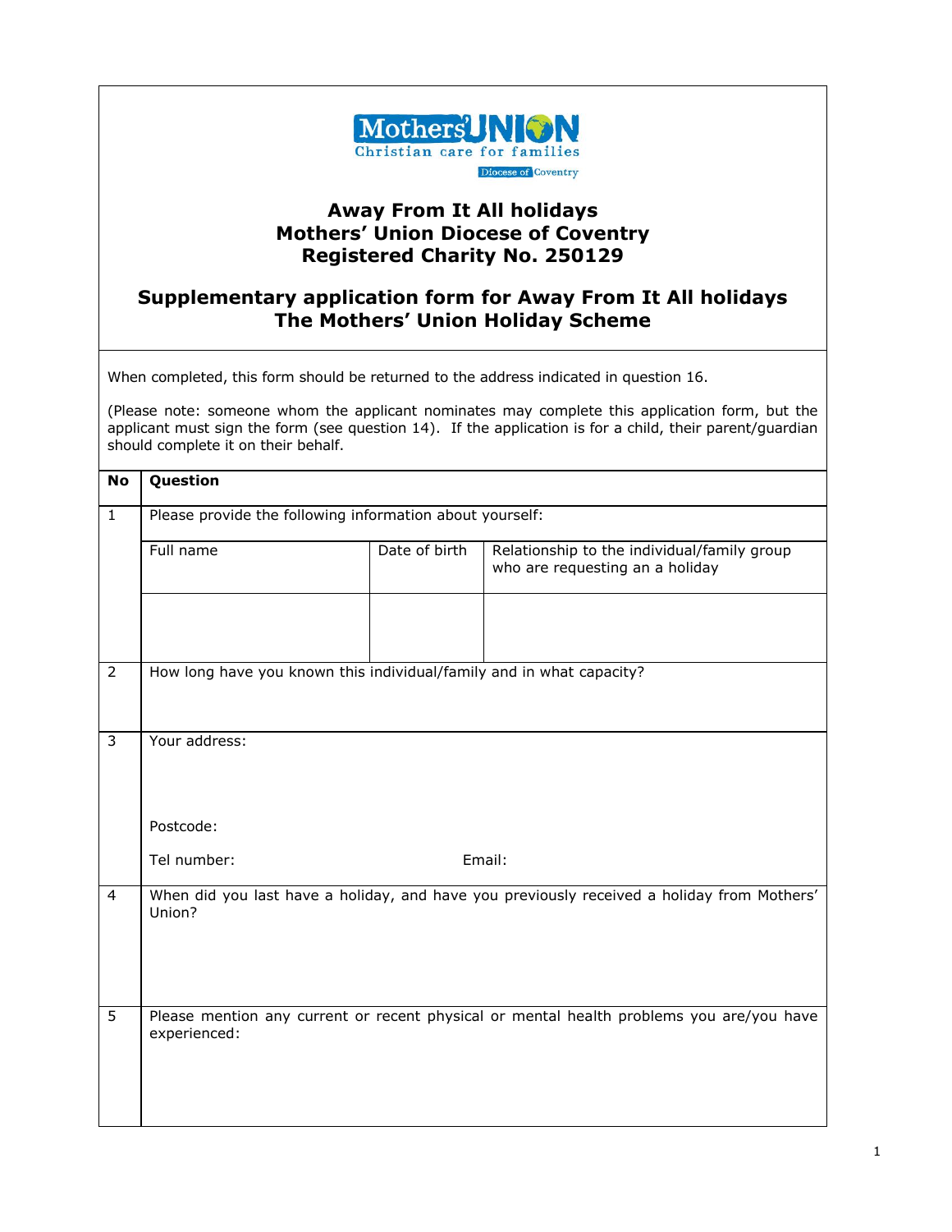Mothers' Union
Christian care for families
Diocese of Coventry

## Away From It All holidays
## Mothers' Union Diocese of Coventry
## Registered Charity No. 250129

## Supplementary application form for Away From It All holidays
## The Mothers' Union Holiday Scheme

When completed, this form should be returned to the address indicated in question 16.

(Please note: someone whom the applicant nominates may complete this application form, but the applicant must sign the form (see question 14). If the application is for a child, their parent/guardian should complete it on their behalf.

| No | Question | | |
|---|---|---|---|
| 1 | Please provide the following information about yourself: | | |
| | Full name | Date of birth | Relationship to the individual/family group who are requesting an a holiday |
| | | | |
| 2 | How long have you known this individual/family and in what capacity? | | |
| 3 | Your address:<br><br>Postcode:<br><br>Tel number: Email: | | |
| 4 | When did you last have a holiday, and have you previously received a holiday from Mothers' Union? | | |
| 5 | Please mention any current or recent physical or mental health problems you are/you have experienced: | | |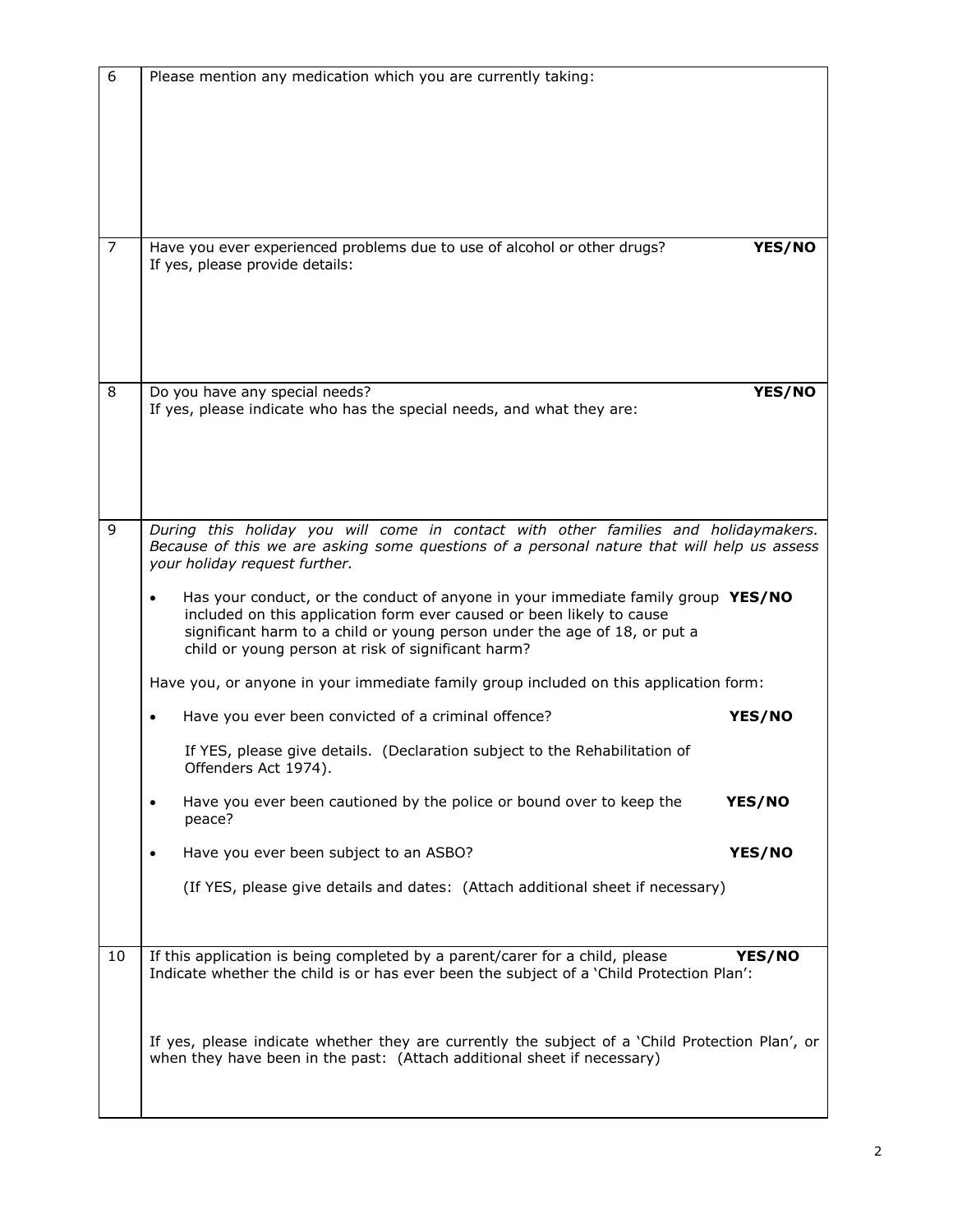| | |
|---|---|
| 6 | Please mention any medication which you are currently taking: |
| 7 | Have you ever experienced problems due to use of alcohol or other drugs? **YES/NO**<br>If yes, please provide details: |
| 8 | Do you have any special needs? **YES/NO**<br>If yes, please indicate who has the special needs, and what they are: |
| 9 | *During this holiday you will come in contact with other families and holidaymakers. Because of this we are asking some questions of a personal nature that will help us assess your holiday request further.*<br><br>• Has your conduct, or the conduct of anyone in your immediate family group included on this application form ever caused or been likely to cause significant harm to a child or young person under the age of 18, or put a child or young person at risk of significant harm? **YES/NO**<br><br>Have you, or anyone in your immediate family group included on this application form:<br><br>• Have you ever been convicted of a criminal offence? **YES/NO**<br><br>If YES, please give details. (Declaration subject to the Rehabilitation of Offenders Act 1974).<br><br>• Have you ever been cautioned by the police or bound over to keep the peace? **YES/NO**<br><br>• Have you ever been subject to an ASBO? **YES/NO**<br><br>(If YES, please give details and dates: (Attach additional sheet if necessary) |
| 10 | If this application is being completed by a parent/carer for a child, please Indicate whether the child is or has ever been the subject of a 'Child Protection Plan': **YES/NO**<br><br>If yes, please indicate whether they are currently the subject of a 'Child Protection Plan', or when they have been in the past: (Attach additional sheet if necessary) |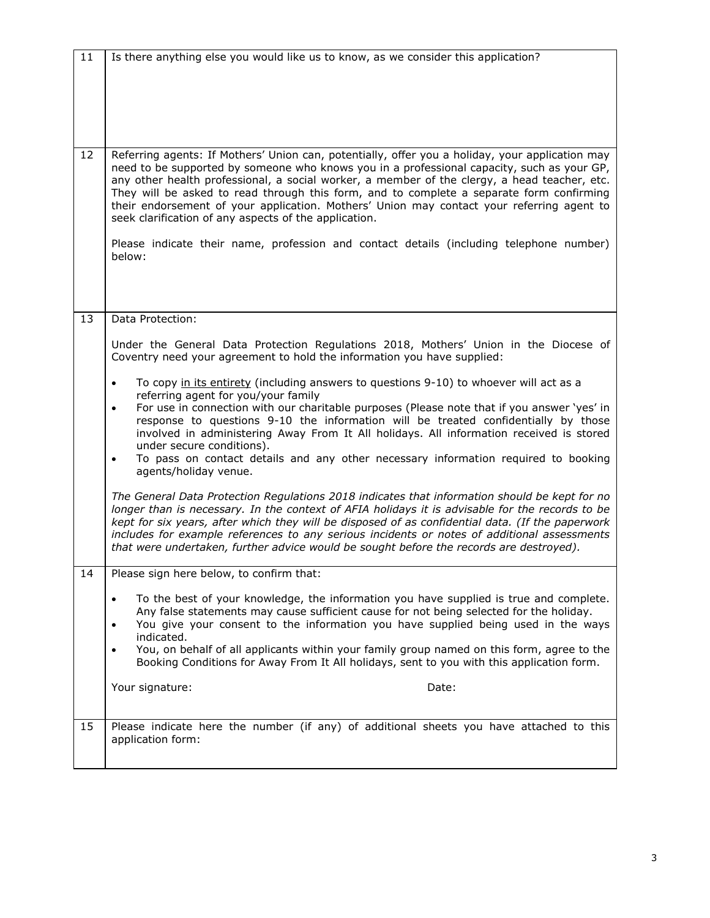| | |
|---|---|
| 11 | Is there anything else you would like us to know, as we consider this application? |
| 12 | Referring agents: If Mothers' Union can, potentially, offer you a holiday, your application may need to be supported by someone who knows you in a professional capacity, such as your GP, any other health professional, a social worker, a member of the clergy, a head teacher, etc. They will be asked to read through this form, and to complete a separate form confirming their endorsement of your application. Mothers' Union may contact your referring agent to seek clarification of any aspects of the application.<br><br>Please indicate their name, profession and contact details (including telephone number) below: |
| 13 | Data Protection:<br><br>Under the General Data Protection Regulations 2018, Mothers' Union in the Diocese of Coventry need your agreement to hold the information you have supplied:<br><br>• To copy <u>in its entirety</u> (including answers to questions 9-10) to whoever will act as a referring agent for you/your family<br>• For use in connection with our charitable purposes (Please note that if you answer 'yes' in response to questions 9-10 the information will be treated confidentially by those involved in administering Away From It All holidays. All information received is stored under secure conditions).<br>• To pass on contact details and any other necessary information required to booking agents/holiday venue.<br><br>*The General Data Protection Regulations 2018 indicates that information should be kept for no longer than is necessary. In the context of AFIA holidays it is advisable for the records to be kept for six years, after which they will be disposed of as confidential data. (If the paperwork includes for example references to any serious incidents or notes of additional assessments that were undertaken, further advice would be sought before the records are destroyed).* |
| 14 | Please sign here below, to confirm that:<br><br>• To the best of your knowledge, the information you have supplied is true and complete. Any false statements may cause sufficient cause for not being selected for the holiday.<br>• You give your consent to the information you have supplied being used in the ways indicated.<br>• You, on behalf of all applicants within your family group named on this form, agree to the Booking Conditions for Away From It All holidays, sent to you with this application form.<br><br>Your signature: Date: |
| 15 | Please indicate here the number (if any) of additional sheets you have attached to this application form: |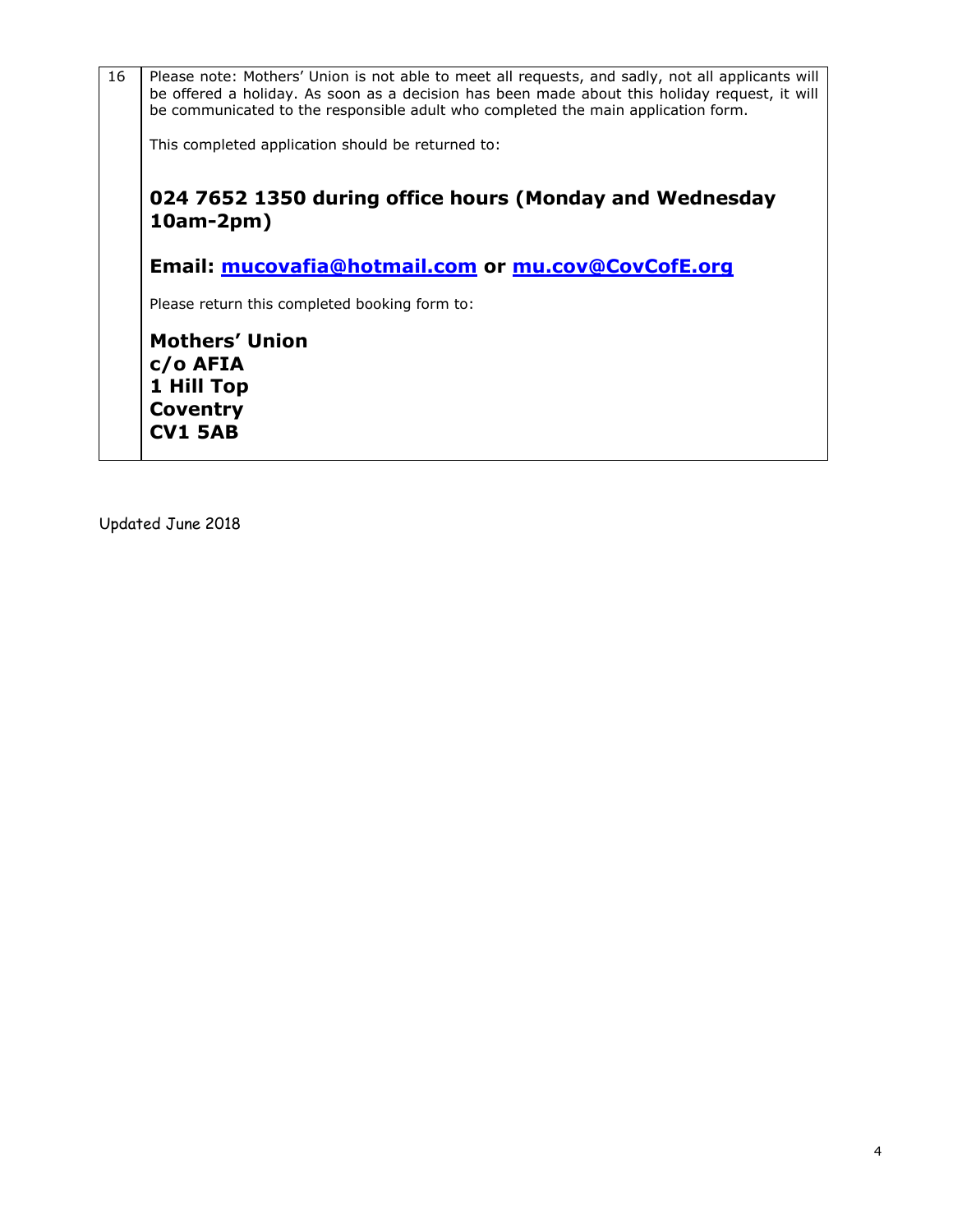| | |
|---|---|
| 16 | Please note: Mothers' Union is not able to meet all requests, and sadly, not all applicants will be offered a holiday. As soon as a decision has been made about this holiday request, it will be communicated to the responsible adult who completed the main application form.<br><br>This completed application should be returned to:<br><br>**024 7652 1350 during office hours (Monday and Wednesday 10am-2pm)**<br><br>**Email: mucovafia@hotmail.com or mu.cov@CovCofE.org**<br><br>Please return this completed booking form to:<br><br>**Mothers' Union**<br>**c/o AFIA**<br>**1 Hill Top**<br>**Coventry**<br>**CV1 5AB** |

Updated June 2018